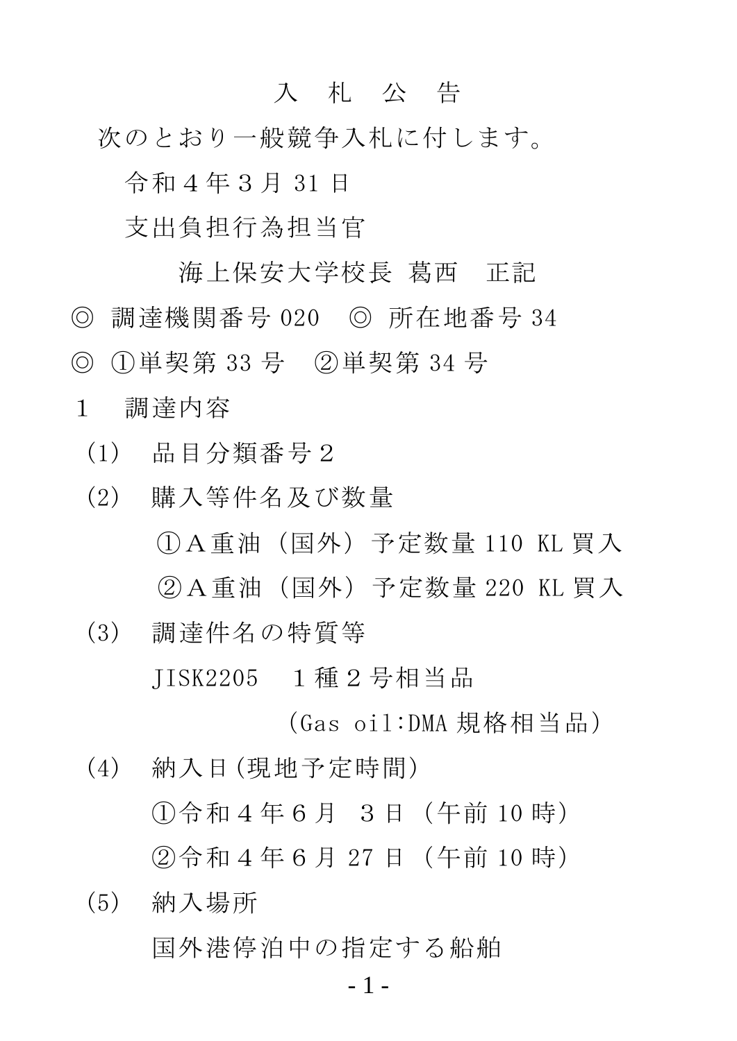# 入　札　公　告

次のとおり一般競争入札に付します。

令和４年３月 31 日

支出負担行為担当官

海上保安大学校長 葛西　正記

◎ 調達機関番号 020　◎ 所在地番号 34

◎ ①単契第 33 号　②単契第 34 号

１　調達内容

（1）　品目分類番号２

（2）　購入等件名及び数量

①Ａ重油（国外）予定数量 110 KL 買入

②Ａ重油（国外）予定数量 220 KL 買入

（3）　調達件名の特質等

JISK2205　１種２号相当品

(Gas oil:DMA 規格相当品)

（4）　納入日(現地予定時間)

①令和４年６月　３日（午前 10 時）

②令和４年６月 27 日（午前 10 時）

（5）　納入場所

国外港停泊中の指定する船舶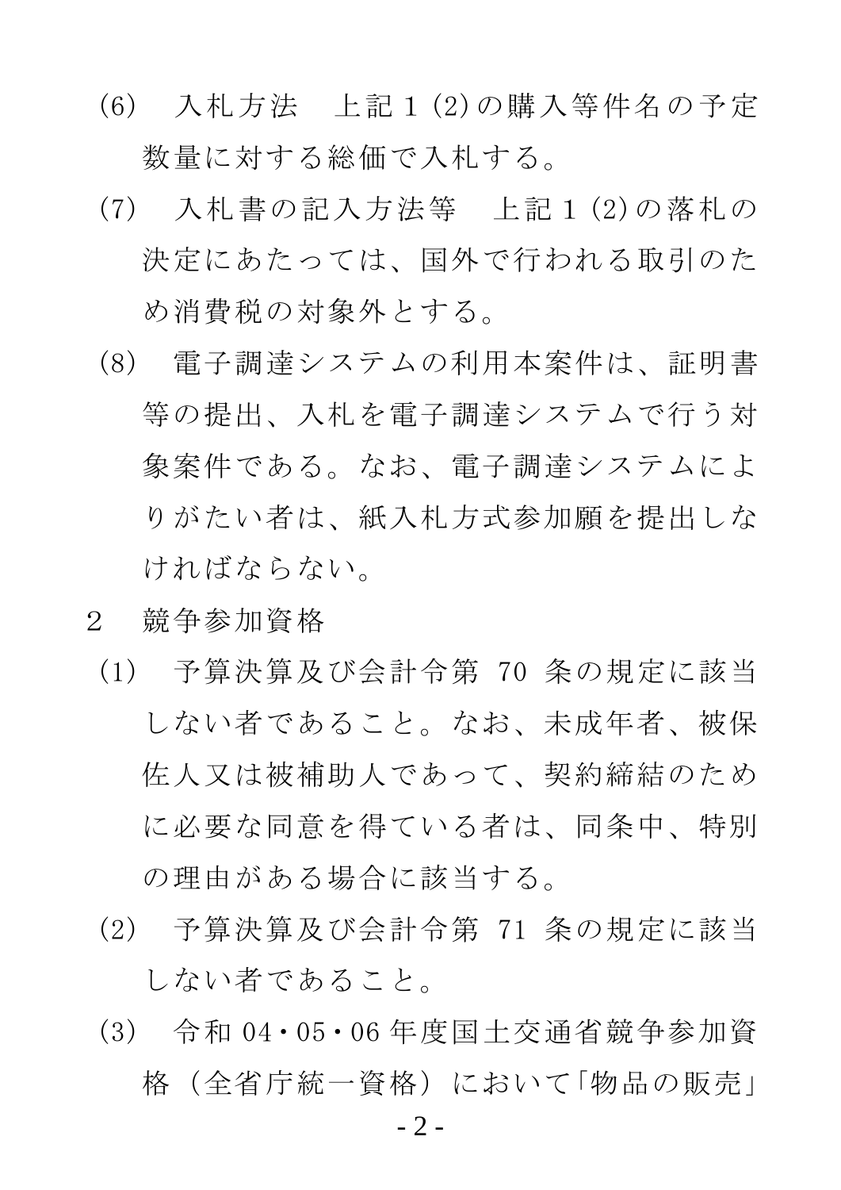(6)　入札方法　上記１(2)の購入等件名の予定数量に対する総価で入札する。

(7)　入札書の記入方法等　上記１(2)の落札の決定にあたっては、国外で行われる取引のため消費税の対象外とする。

(8)　電子調達システムの利用本案件は、証明書等の提出、入札を電子調達システムで行う対象案件である。なお、電子調達システムによりがたい者は、紙入札方式参加願を提出しなければならない。

２　競争参加資格

(1)　予算決算及び会計令第 70 条の規定に該当しない者であること。なお、未成年者、被保佐人又は被補助人であって、契約締結のために必要な同意を得ている者は、同条中、特別の理由がある場合に該当する。

(2)　予算決算及び会計令第 71 条の規定に該当しない者であること。

(3)　令和 04・05・06 年度国土交通省競争参加資格（全省庁統一資格）において「物品の販売」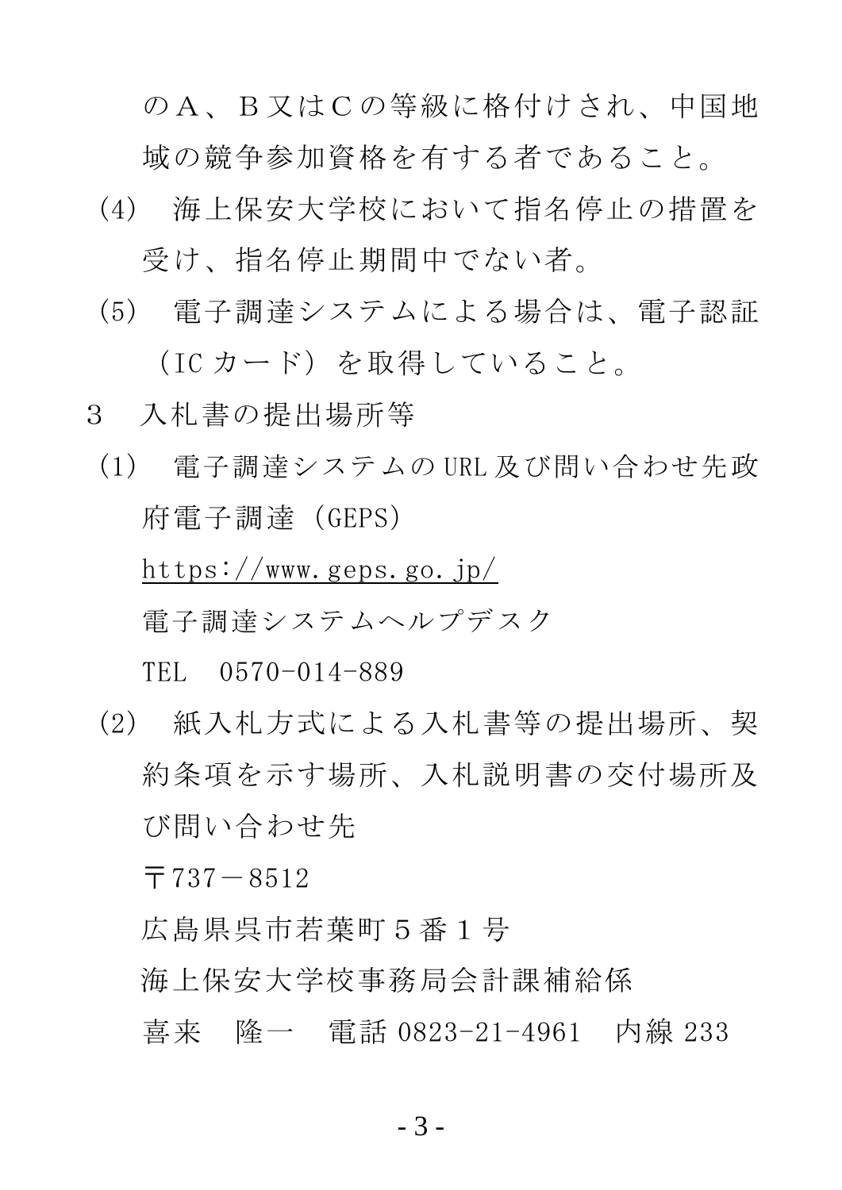のＡ、Ｂ又はＣの等級に格付けされ、中国地域の競争参加資格を有する者であること。

(4)　海上保安大学校において指名停止の措置を受け、指名停止期間中でない者。

(5)　電子調達システムによる場合は、電子認証（IC カード）を取得していること。

3　入札書の提出場所等

(1)　電子調達システムの URL 及び問い合わせ先政府電子調達（GEPS）

https://www.geps.go.jp/

電子調達システムヘルプデスク

TEL　0570-014-889

(2)　紙入札方式による入札書等の提出場所、契約条項を示す場所、入札説明書の交付場所及び問い合わせ先

〒737－8512

広島県呉市若葉町５番１号

海上保安大学校事務局会計課補給係

喜来　隆一　電話 0823-21-4961　内線 233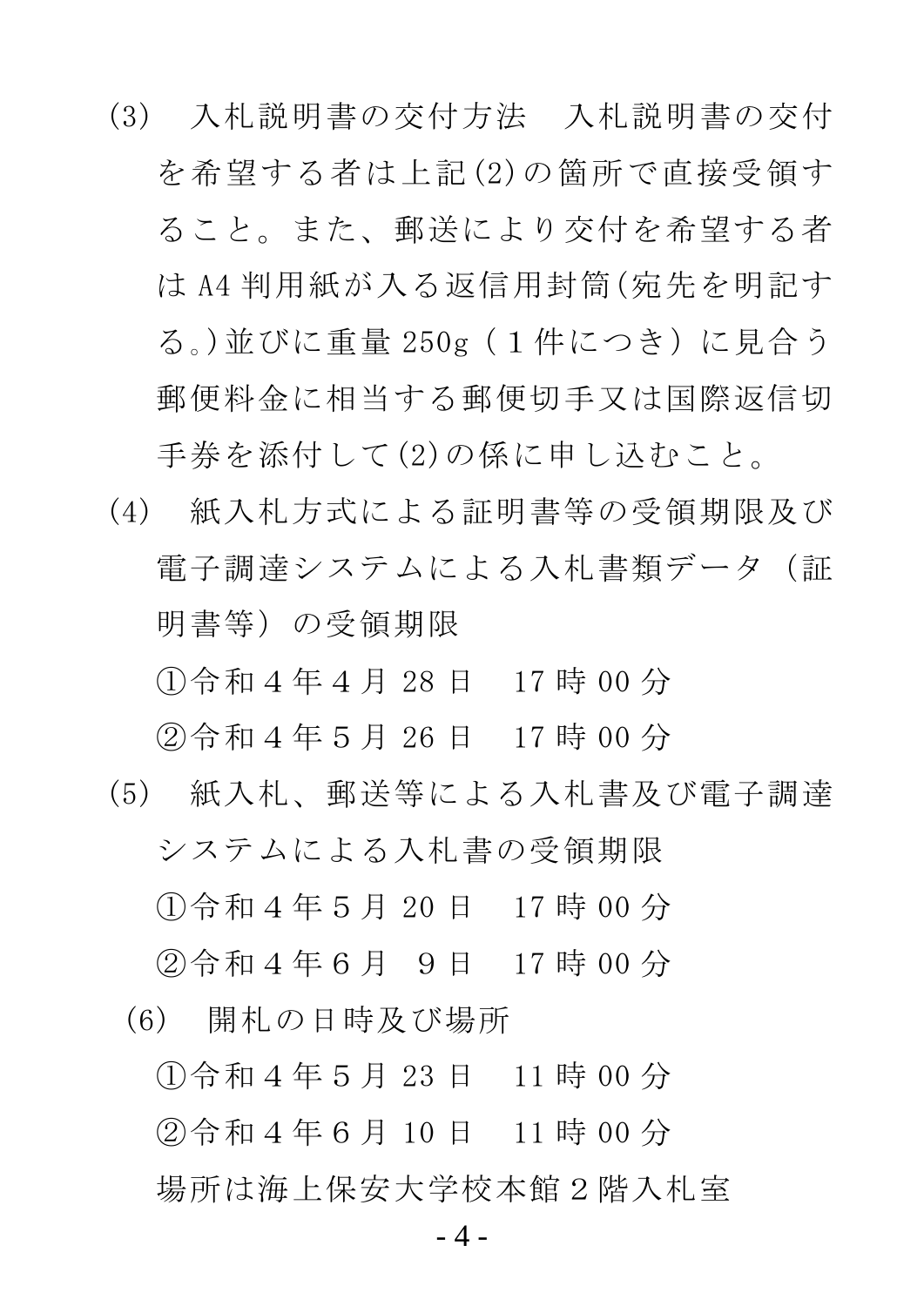(3)　入札説明書の交付方法　入札説明書の交付を希望する者は上記(2)の箇所で直接受領すること。また、郵送により交付を希望する者はA4判用紙が入る返信用封筒(宛先を明記する。)並びに重量250g（１件につき）に見合う郵便料金に相当する郵便切手又は国際返信切手券を添付して(2)の係に申し込むこと。

(4)　紙入札方式による証明書等の受領期限及び電子調達システムによる入札書類データ（証明書等）の受領期限

①令和４年４月 28 日　17 時 00 分

②令和４年５月 26 日　17 時 00 分

(5)　紙入札、郵送等による入札書及び電子調達システムによる入札書の受領期限

①令和４年５月 20 日　17 時 00 分

②令和４年６月　9 日　17 時 00 分

(6)　開札の日時及び場所

①令和４年５月 23 日　11 時 00 分

②令和４年６月 10 日　11 時 00 分

場所は海上保安大学校本館２階入札室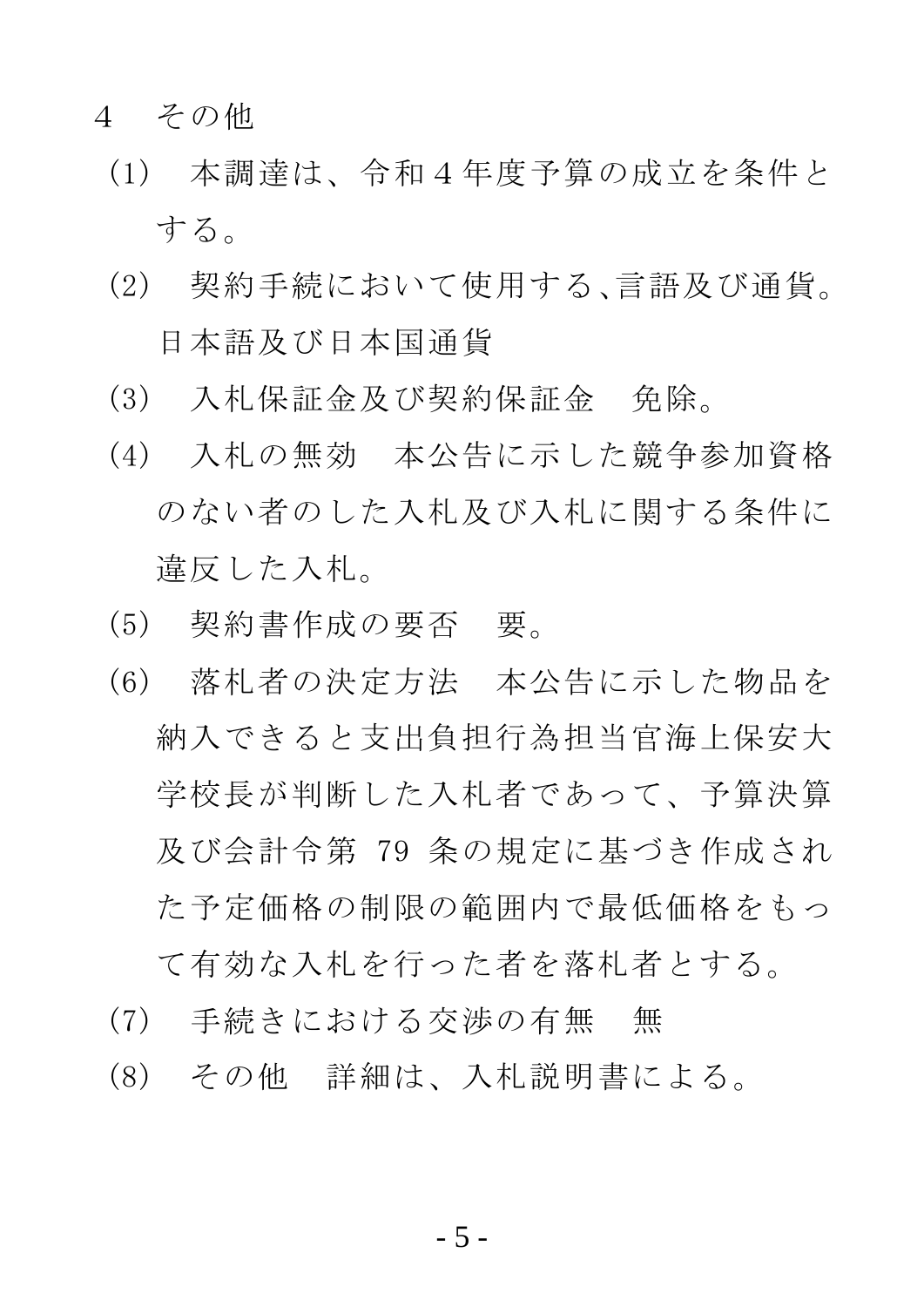4　その他

(1)　本調達は、令和４年度予算の成立を条件とする。

(2)　契約手続において使用する、言語及び通貨。日本語及び日本国通貨

(3)　入札保証金及び契約保証金　免除。

(4)　入札の無効　本公告に示した競争参加資格のない者のした入札及び入札に関する条件に違反した入札。

(5)　契約書作成の要否　要。

(6)　落札者の決定方法　本公告に示した物品を納入できると支出負担行為担当官海上保安大学校長が判断した入札者であって、予算決算及び会計令第 79 条の規定に基づき作成された予定価格の制限の範囲内で最低価格をもって有効な入札を行った者を落札者とする。

(7)　手続きにおける交渉の有無　無

(8)　その他　詳細は、入札説明書による。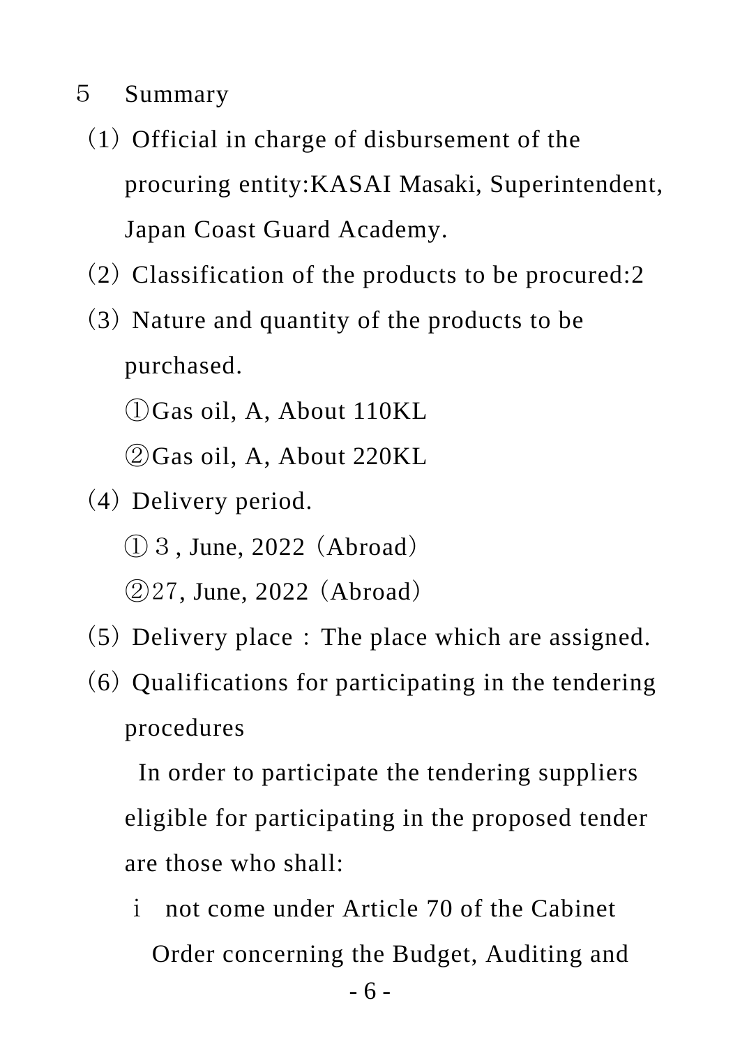５　Summary

（1）Official in charge of disbursement of the procuring entity:KASAI Masaki, Superintendent, Japan Coast Guard Academy.

（2）Classification of the products to be procured:2

（3）Nature and quantity of the products to be purchased.

①Gas oil, A, About 110KL

②Gas oil, A, About 220KL

（4）Delivery period.

①３, June, 2022（Abroad）

②27, June, 2022（Abroad）

（5）Delivery place：The place which are assigned.

（6）Qualifications for participating in the tendering procedures

In order to participate the tendering suppliers eligible for participating in the proposed tender are those who shall:

ｉ　not come under Article 70 of the Cabinet Order concerning the Budget, Auditing and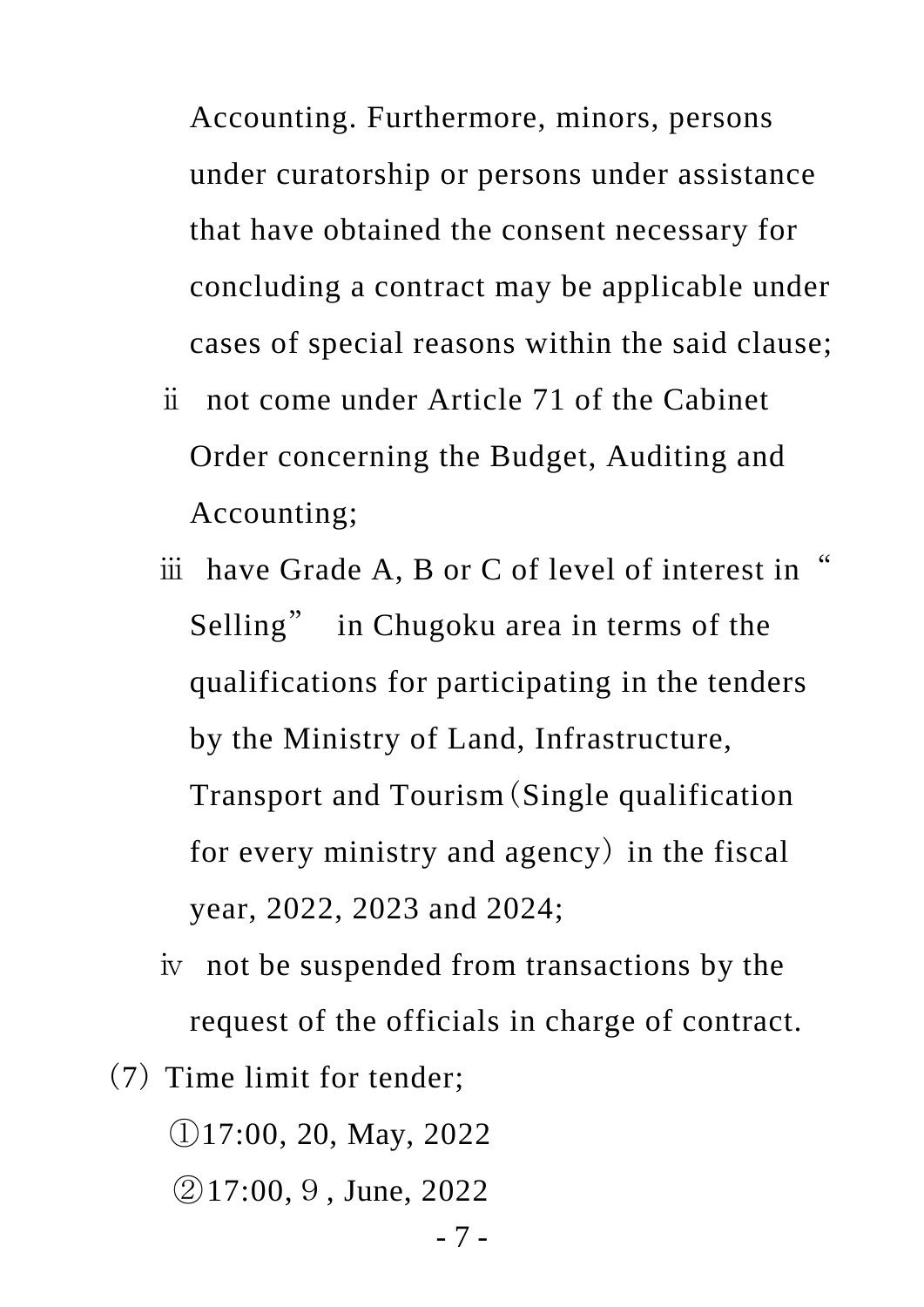Accounting. Furthermore, minors, persons under curatorship or persons under assistance that have obtained the consent necessary for concluding a contract may be applicable under cases of special reasons within the said clause;

ⅱ not come under Article 71 of the Cabinet Order concerning the Budget, Auditing and Accounting;

ⅲ have Grade A, B or C of level of interest in “Selling” in Chugoku area in terms of the qualifications for participating in the tenders by the Ministry of Land, Infrastructure, Transport and Tourism（Single qualification for every ministry and agency）in the fiscal year, 2022, 2023 and 2024;

ⅳ not be suspended from transactions by the request of the officials in charge of contract.

（7）Time limit for tender;

①17:00, 20, May, 2022

②17:00, ９, June, 2022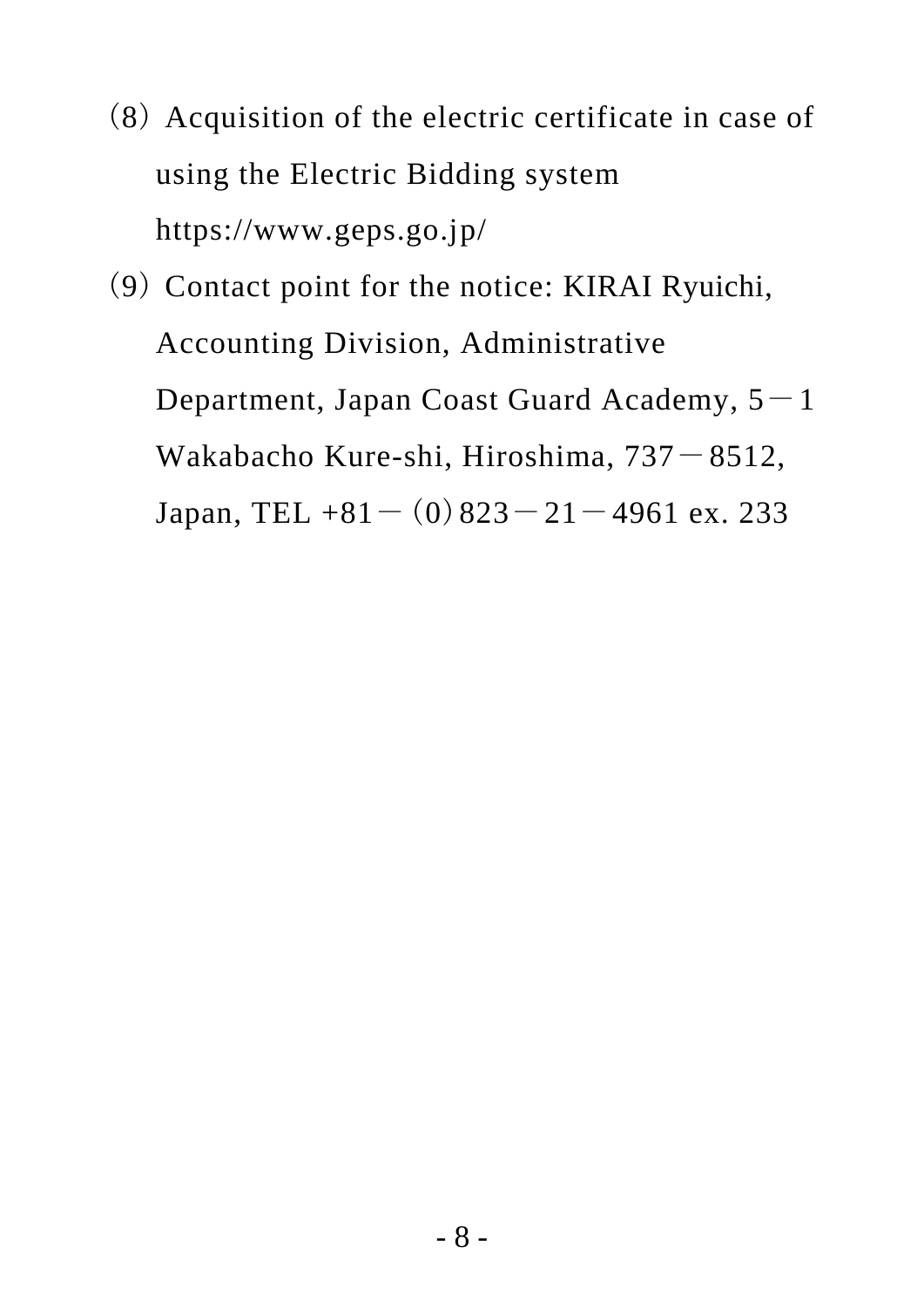（8）Acquisition of the electric certificate in case of using the Electric Bidding system https://www.geps.go.jp/

（9）Contact point for the notice: KIRAI Ryuichi, Accounting Division, Administrative Department, Japan Coast Guard Academy, 5－1 Wakabacho Kure-shi, Hiroshima, 737－8512, Japan, TEL +81－（0）823－21－4961 ex. 233